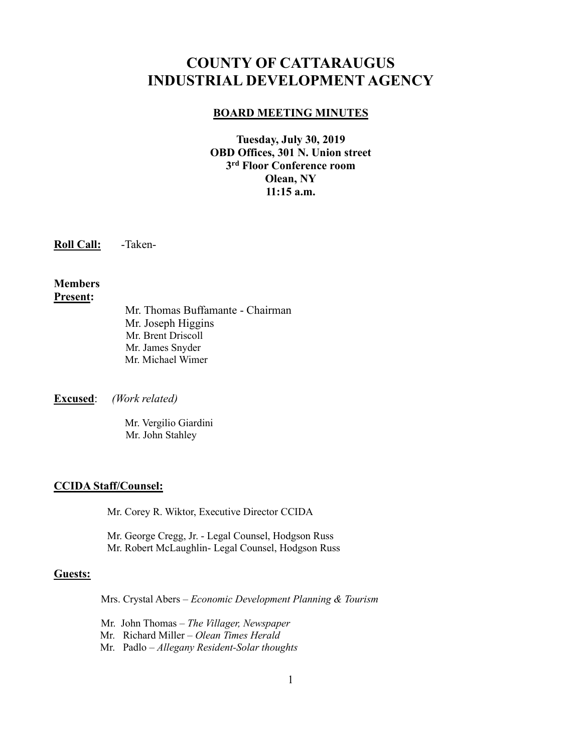# COUNTY OF CATTARAUGUS INDUSTRIAL DEVELOPMENT AGENCY

## BOARD MEETING MINUTES

**Tuesday, July 30, 2019**
**OBD Offices, 301 N. Union street**
**3rd Floor Conference room**
**Olean, NY**
**11:15 a.m.**

**Roll Call:** -Taken-

**Members Present:**

Mr. Thomas Buffamante - Chairman
Mr. Joseph Higgins
Mr. Brent Driscoll
Mr. James Snyder
Mr. Michael Wimer

**Excused**: *(Work related)*

Mr. Vergilio Giardini
Mr. John Stahley

**CCIDA Staff/Counsel:**

Mr. Corey R. Wiktor, Executive Director CCIDA

Mr. George Cregg, Jr. - Legal Counsel, Hodgson Russ
Mr. Robert McLaughlin- Legal Counsel, Hodgson Russ

**Guests:**

Mrs. Crystal Abers – *Economic Development Planning & Tourism*

Mr. John Thomas – *The Villager, Newspaper*
Mr. Richard Miller – *Olean Times Herald*
Mr. Padlo – *Allegany Resident-Solar thoughts*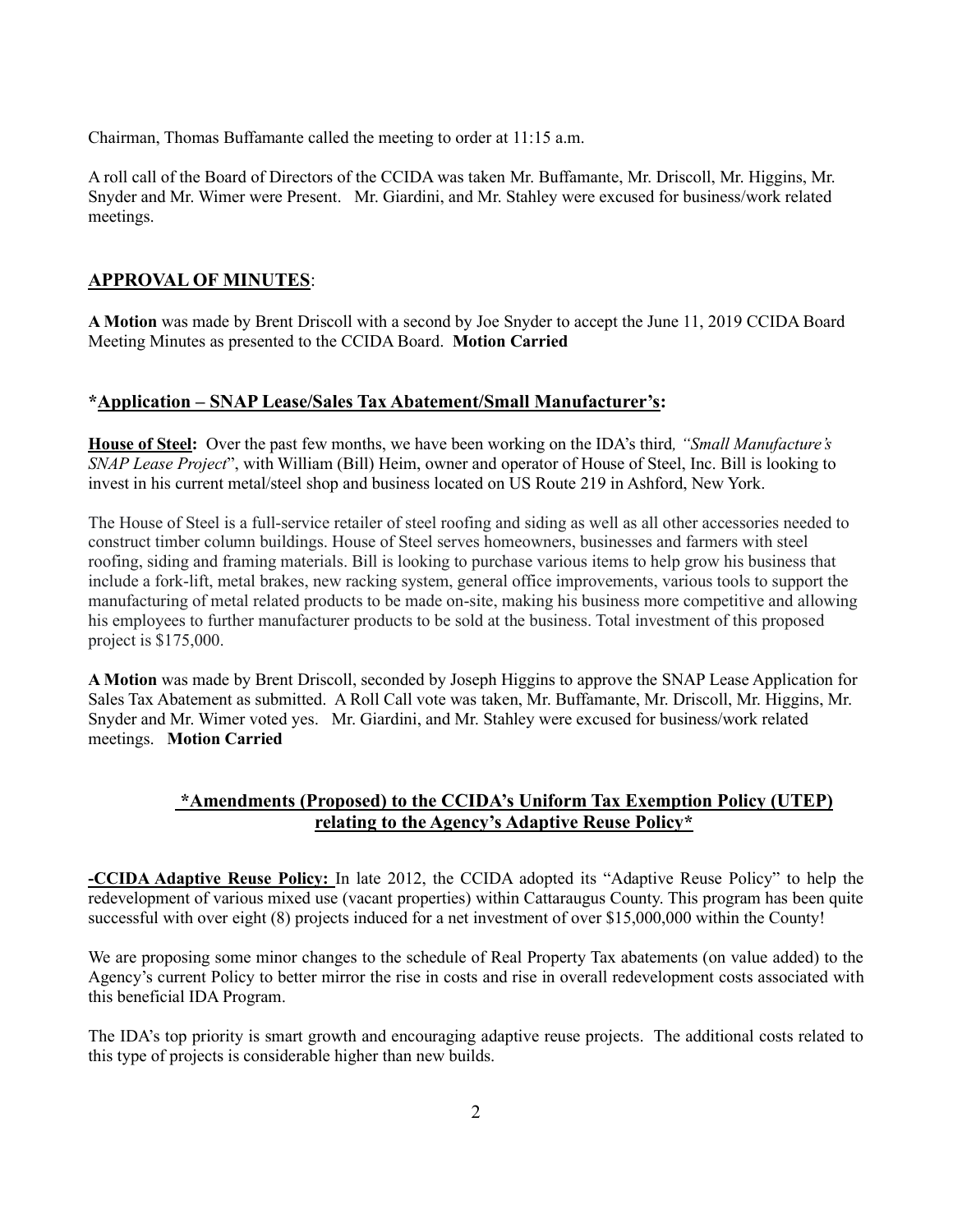Chairman, Thomas Buffamante called the meeting to order at 11:15 a.m.

A roll call of the Board of Directors of the CCIDA was taken Mr. Buffamante, Mr. Driscoll, Mr. Higgins, Mr. Snyder and Mr. Wimer were Present. Mr. Giardini, and Mr. Stahley were excused for business/work related meetings.

## APPROVAL OF MINUTES:

**A Motion** was made by Brent Driscoll with a second by Joe Snyder to accept the June 11, 2019 CCIDA Board Meeting Minutes as presented to the CCIDA Board. **Motion Carried**

## *Application – SNAP Lease/Sales Tax Abatement/Small Manufacturer's:

**House of Steel:** Over the past few months, we have been working on the IDA's third*, "Small Manufacture's SNAP Lease Project*", with William (Bill) Heim, owner and operator of House of Steel, Inc. Bill is looking to invest in his current metal/steel shop and business located on US Route 219 in Ashford, New York.

The House of Steel is a full-service retailer of steel roofing and siding as well as all other accessories needed to construct timber column buildings. House of Steel serves homeowners, businesses and farmers with steel roofing, siding and framing materials. Bill is looking to purchase various items to help grow his business that include a fork-lift, metal brakes, new racking system, general office improvements, various tools to support the manufacturing of metal related products to be made on-site, making his business more competitive and allowing his employees to further manufacturer products to be sold at the business. Total investment of this proposed project is $175,000.

**A Motion** was made by Brent Driscoll, seconded by Joseph Higgins to approve the SNAP Lease Application for Sales Tax Abatement as submitted. A Roll Call vote was taken, Mr. Buffamante, Mr. Driscoll, Mr. Higgins, Mr. Snyder and Mr. Wimer voted yes. Mr. Giardini, and Mr. Stahley were excused for business/work related meetings. **Motion Carried**

## *Amendments (Proposed) to the CCIDA's Uniform Tax Exemption Policy (UTEP) relating to the Agency's Adaptive Reuse Policy*

**-CCIDA Adaptive Reuse Policy:** In late 2012, the CCIDA adopted its "Adaptive Reuse Policy" to help the redevelopment of various mixed use (vacant properties) within Cattaraugus County. This program has been quite successful with over eight (8) projects induced for a net investment of over $15,000,000 within the County!

We are proposing some minor changes to the schedule of Real Property Tax abatements (on value added) to the Agency's current Policy to better mirror the rise in costs and rise in overall redevelopment costs associated with this beneficial IDA Program.

The IDA's top priority is smart growth and encouraging adaptive reuse projects. The additional costs related to this type of projects is considerable higher than new builds.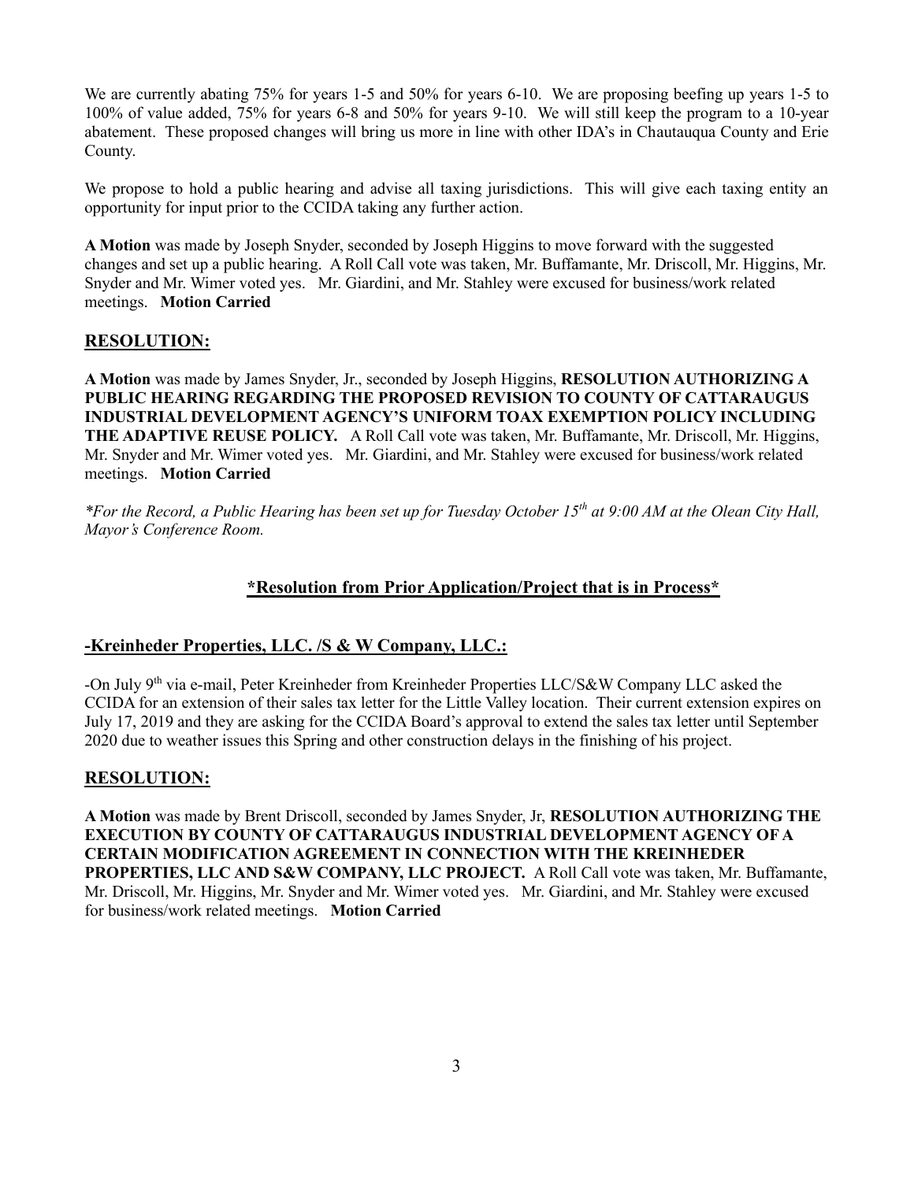We are currently abating 75% for years 1-5 and 50% for years 6-10. We are proposing beefing up years 1-5 to 100% of value added, 75% for years 6-8 and 50% for years 9-10. We will still keep the program to a 10-year abatement. These proposed changes will bring us more in line with other IDA's in Chautauqua County and Erie County.

We propose to hold a public hearing and advise all taxing jurisdictions. This will give each taxing entity an opportunity for input prior to the CCIDA taking any further action.

**A Motion** was made by Joseph Snyder, seconded by Joseph Higgins to move forward with the suggested changes and set up a public hearing. A Roll Call vote was taken, Mr. Buffamante, Mr. Driscoll, Mr. Higgins, Mr. Snyder and Mr. Wimer voted yes. Mr. Giardini, and Mr. Stahley were excused for business/work related meetings. **Motion Carried**

## RESOLUTION:

**A Motion** was made by James Snyder, Jr., seconded by Joseph Higgins, **RESOLUTION AUTHORIZING A PUBLIC HEARING REGARDING THE PROPOSED REVISION TO COUNTY OF CATTARAUGUS INDUSTRIAL DEVELOPMENT AGENCY'S UNIFORM TOAX EXEMPTION POLICY INCLUDING THE ADAPTIVE REUSE POLICY.** A Roll Call vote was taken, Mr. Buffamante, Mr. Driscoll, Mr. Higgins, Mr. Snyder and Mr. Wimer voted yes. Mr. Giardini, and Mr. Stahley were excused for business/work related meetings. **Motion Carried**

*\*For the Record, a Public Hearing has been set up for Tuesday October 15th at 9:00 AM at the Olean City Hall, Mayor's Conference Room.*

## \*Resolution from Prior Application/Project that is in Process\*

## -Kreinheder Properties, LLC. /S & W Company, LLC.:

-On July 9th via e-mail, Peter Kreinheder from Kreinheder Properties LLC/S&W Company LLC asked the CCIDA for an extension of their sales tax letter for the Little Valley location. Their current extension expires on July 17, 2019 and they are asking for the CCIDA Board's approval to extend the sales tax letter until September 2020 due to weather issues this Spring and other construction delays in the finishing of his project.

## RESOLUTION:

**A Motion** was made by Brent Driscoll, seconded by James Snyder, Jr, **RESOLUTION AUTHORIZING THE EXECUTION BY COUNTY OF CATTARAUGUS INDUSTRIAL DEVELOPMENT AGENCY OF A CERTAIN MODIFICATION AGREEMENT IN CONNECTION WITH THE KREINHEDER PROPERTIES, LLC AND S&W COMPANY, LLC PROJECT.** A Roll Call vote was taken, Mr. Buffamante, Mr. Driscoll, Mr. Higgins, Mr. Snyder and Mr. Wimer voted yes. Mr. Giardini, and Mr. Stahley were excused for business/work related meetings. **Motion Carried**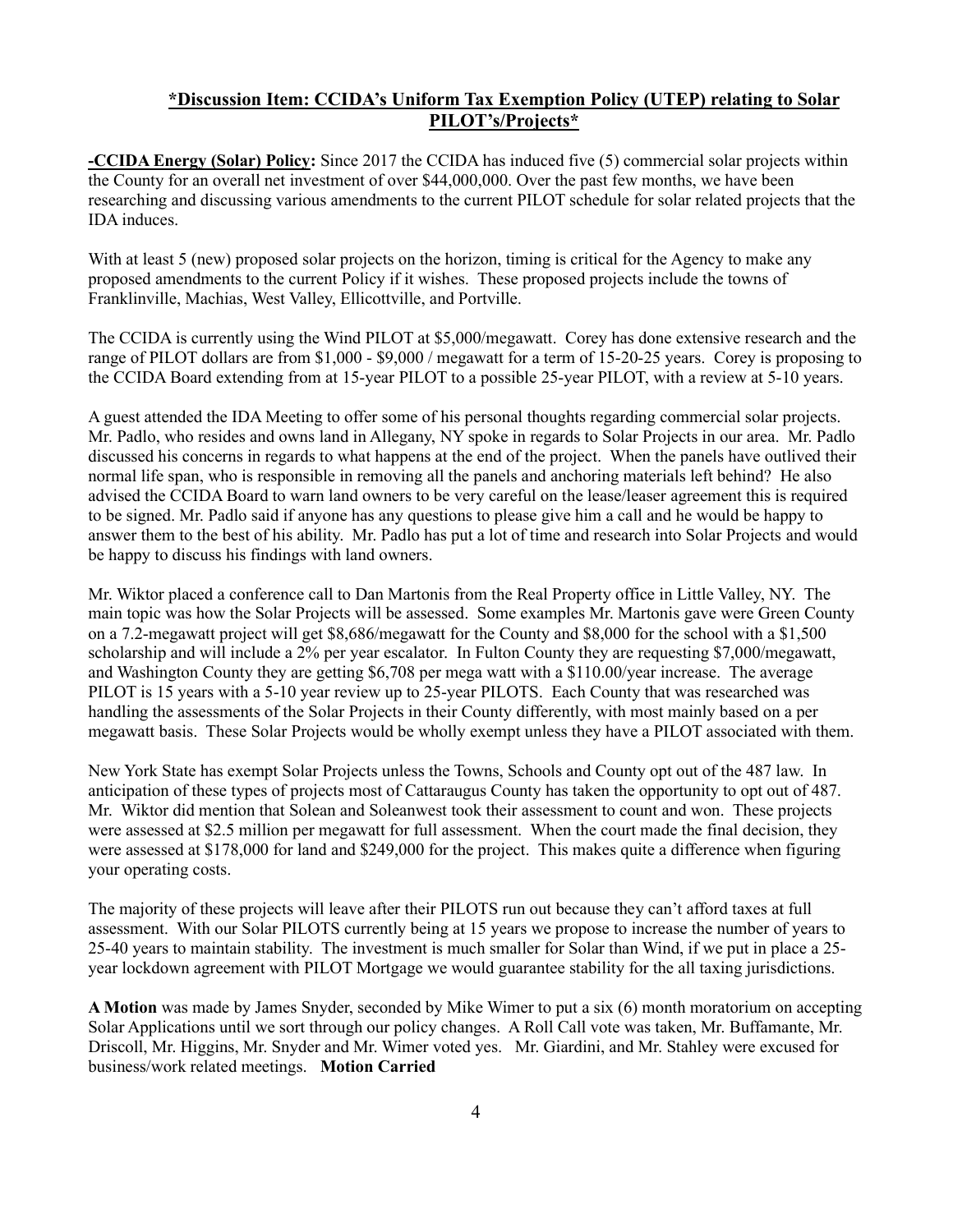## *Discussion Item: CCIDA's Uniform Tax Exemption Policy (UTEP) relating to Solar PILOT's/Projects*

**-CCIDA Energy (Solar) Policy:** Since 2017 the CCIDA has induced five (5) commercial solar projects within the County for an overall net investment of over $44,000,000. Over the past few months, we have been researching and discussing various amendments to the current PILOT schedule for solar related projects that the IDA induces.

With at least 5 (new) proposed solar projects on the horizon, timing is critical for the Agency to make any proposed amendments to the current Policy if it wishes. These proposed projects include the towns of Franklinville, Machias, West Valley, Ellicottville, and Portville.

The CCIDA is currently using the Wind PILOT at $5,000/megawatt. Corey has done extensive research and the range of PILOT dollars are from $1,000 - $9,000 / megawatt for a term of 15-20-25 years. Corey is proposing to the CCIDA Board extending from at 15-year PILOT to a possible 25-year PILOT, with a review at 5-10 years.

A guest attended the IDA Meeting to offer some of his personal thoughts regarding commercial solar projects. Mr. Padlo, who resides and owns land in Allegany, NY spoke in regards to Solar Projects in our area. Mr. Padlo discussed his concerns in regards to what happens at the end of the project. When the panels have outlived their normal life span, who is responsible in removing all the panels and anchoring materials left behind? He also advised the CCIDA Board to warn land owners to be very careful on the lease/leaser agreement this is required to be signed. Mr. Padlo said if anyone has any questions to please give him a call and he would be happy to answer them to the best of his ability. Mr. Padlo has put a lot of time and research into Solar Projects and would be happy to discuss his findings with land owners.

Mr. Wiktor placed a conference call to Dan Martonis from the Real Property office in Little Valley, NY. The main topic was how the Solar Projects will be assessed. Some examples Mr. Martonis gave were Green County on a 7.2-megawatt project will get $8,686/megawatt for the County and $8,000 for the school with a $1,500 scholarship and will include a 2% per year escalator. In Fulton County they are requesting $7,000/megawatt, and Washington County they are getting $6,708 per mega watt with a $110.00/year increase. The average PILOT is 15 years with a 5-10 year review up to 25-year PILOTS. Each County that was researched was handling the assessments of the Solar Projects in their County differently, with most mainly based on a per megawatt basis. These Solar Projects would be wholly exempt unless they have a PILOT associated with them.

New York State has exempt Solar Projects unless the Towns, Schools and County opt out of the 487 law. In anticipation of these types of projects most of Cattaraugus County has taken the opportunity to opt out of 487. Mr. Wiktor did mention that Solean and Soleanwest took their assessment to count and won. These projects were assessed at $2.5 million per megawatt for full assessment. When the court made the final decision, they were assessed at $178,000 for land and $249,000 for the project. This makes quite a difference when figuring your operating costs.

The majority of these projects will leave after their PILOTS run out because they can't afford taxes at full assessment. With our Solar PILOTS currently being at 15 years we propose to increase the number of years to 25-40 years to maintain stability. The investment is much smaller for Solar than Wind, if we put in place a 25-year lockdown agreement with PILOT Mortgage we would guarantee stability for the all taxing jurisdictions.

**A Motion** was made by James Snyder, seconded by Mike Wimer to put a six (6) month moratorium on accepting Solar Applications until we sort through our policy changes. A Roll Call vote was taken, Mr. Buffamante, Mr. Driscoll, Mr. Higgins, Mr. Snyder and Mr. Wimer voted yes. Mr. Giardini, and Mr. Stahley were excused for business/work related meetings. **Motion Carried**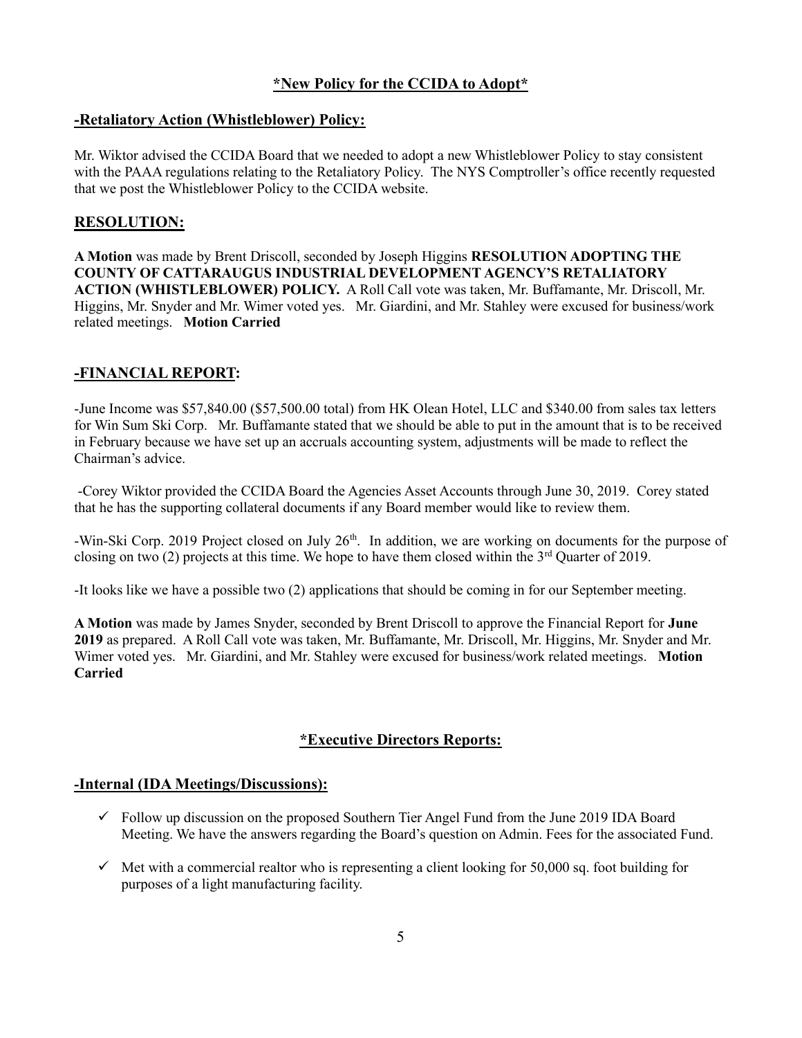## *New Policy for the CCIDA to Adopt*

### -Retaliatory Action (Whistleblower) Policy:

Mr. Wiktor advised the CCIDA Board that we needed to adopt a new Whistleblower Policy to stay consistent with the PAAA regulations relating to the Retaliatory Policy. The NYS Comptroller's office recently requested that we post the Whistleblower Policy to the CCIDA website.

### RESOLUTION:

**A Motion** was made by Brent Driscoll, seconded by Joseph Higgins **RESOLUTION ADOPTING THE COUNTY OF CATTARAUGUS INDUSTRIAL DEVELOPMENT AGENCY'S RETALIATORY ACTION (WHISTLEBLOWER) POLICY.** A Roll Call vote was taken, Mr. Buffamante, Mr. Driscoll, Mr. Higgins, Mr. Snyder and Mr. Wimer voted yes. Mr. Giardini, and Mr. Stahley were excused for business/work related meetings. **Motion Carried**

### -FINANCIAL REPORT:

-June Income was $57,840.00 ($57,500.00 total) from HK Olean Hotel, LLC and $340.00 from sales tax letters for Win Sum Ski Corp. Mr. Buffamante stated that we should be able to put in the amount that is to be received in February because we have set up an accruals accounting system, adjustments will be made to reflect the Chairman's advice.

-Corey Wiktor provided the CCIDA Board the Agencies Asset Accounts through June 30, 2019. Corey stated that he has the supporting collateral documents if any Board member would like to review them.

-Win-Ski Corp. 2019 Project closed on July 26th. In addition, we are working on documents for the purpose of closing on two (2) projects at this time. We hope to have them closed within the 3rd Quarter of 2019.

-It looks like we have a possible two (2) applications that should be coming in for our September meeting.

**A Motion** was made by James Snyder, seconded by Brent Driscoll to approve the Financial Report for **June 2019** as prepared. A Roll Call vote was taken, Mr. Buffamante, Mr. Driscoll, Mr. Higgins, Mr. Snyder and Mr. Wimer voted yes. Mr. Giardini, and Mr. Stahley were excused for business/work related meetings. **Motion Carried**

## *Executive Directors Reports:

### -Internal (IDA Meetings/Discussions):

- ✓ Follow up discussion on the proposed Southern Tier Angel Fund from the June 2019 IDA Board Meeting. We have the answers regarding the Board's question on Admin. Fees for the associated Fund.
- ✓ Met with a commercial realtor who is representing a client looking for 50,000 sq. foot building for purposes of a light manufacturing facility.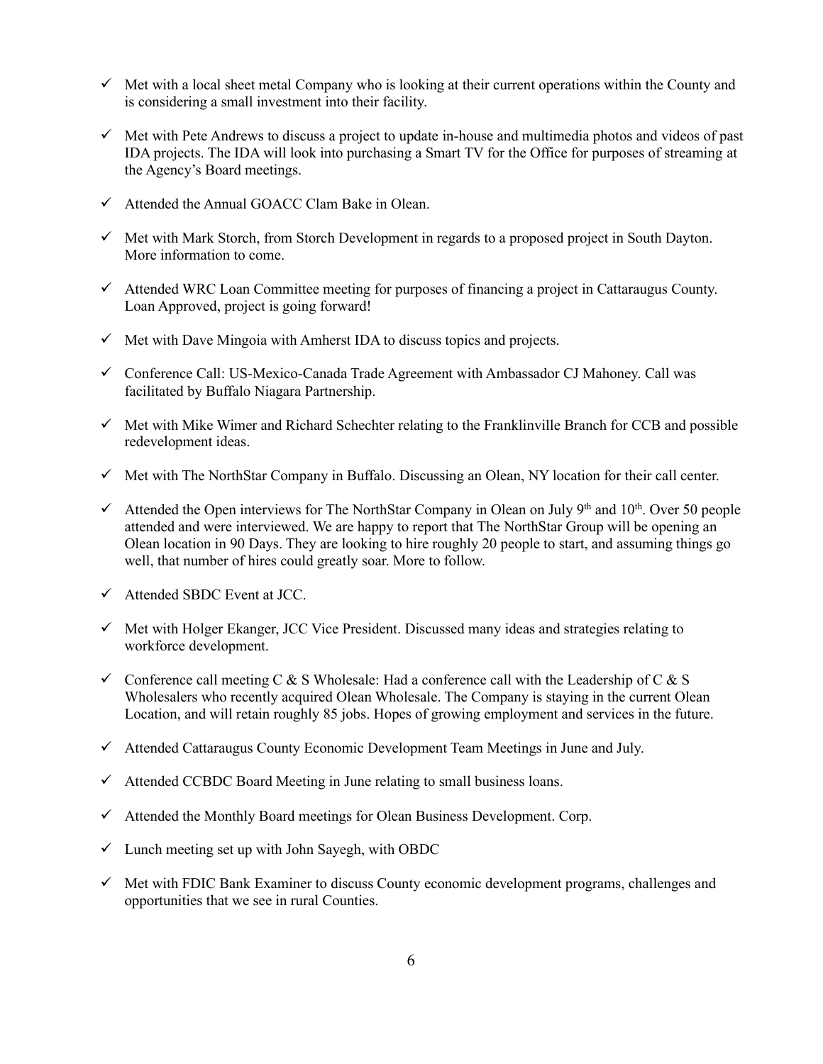- ✓ Met with a local sheet metal Company who is looking at their current operations within the County and is considering a small investment into their facility.

- ✓ Met with Pete Andrews to discuss a project to update in-house and multimedia photos and videos of past IDA projects. The IDA will look into purchasing a Smart TV for the Office for purposes of streaming at the Agency's Board meetings.

- ✓ Attended the Annual GOACC Clam Bake in Olean.

- ✓ Met with Mark Storch, from Storch Development in regards to a proposed project in South Dayton. More information to come.

- ✓ Attended WRC Loan Committee meeting for purposes of financing a project in Cattaraugus County. Loan Approved, project is going forward!

- ✓ Met with Dave Mingoia with Amherst IDA to discuss topics and projects.

- ✓ Conference Call: US-Mexico-Canada Trade Agreement with Ambassador CJ Mahoney. Call was facilitated by Buffalo Niagara Partnership.

- ✓ Met with Mike Wimer and Richard Schechter relating to the Franklinville Branch for CCB and possible redevelopment ideas.

- ✓ Met with The NorthStar Company in Buffalo. Discussing an Olean, NY location for their call center.

- ✓ Attended the Open interviews for The NorthStar Company in Olean on July 9th and 10th. Over 50 people attended and were interviewed. We are happy to report that The NorthStar Group will be opening an Olean location in 90 Days. They are looking to hire roughly 20 people to start, and assuming things go well, that number of hires could greatly soar. More to follow.

- ✓ Attended SBDC Event at JCC.

- ✓ Met with Holger Ekanger, JCC Vice President. Discussed many ideas and strategies relating to workforce development.

- ✓ Conference call meeting C & S Wholesale: Had a conference call with the Leadership of C & S Wholesalers who recently acquired Olean Wholesale. The Company is staying in the current Olean Location, and will retain roughly 85 jobs. Hopes of growing employment and services in the future.

- ✓ Attended Cattaraugus County Economic Development Team Meetings in June and July.

- ✓ Attended CCBDC Board Meeting in June relating to small business loans.

- ✓ Attended the Monthly Board meetings for Olean Business Development. Corp.

- ✓ Lunch meeting set up with John Sayegh, with OBDC

- ✓ Met with FDIC Bank Examiner to discuss County economic development programs, challenges and opportunities that we see in rural Counties.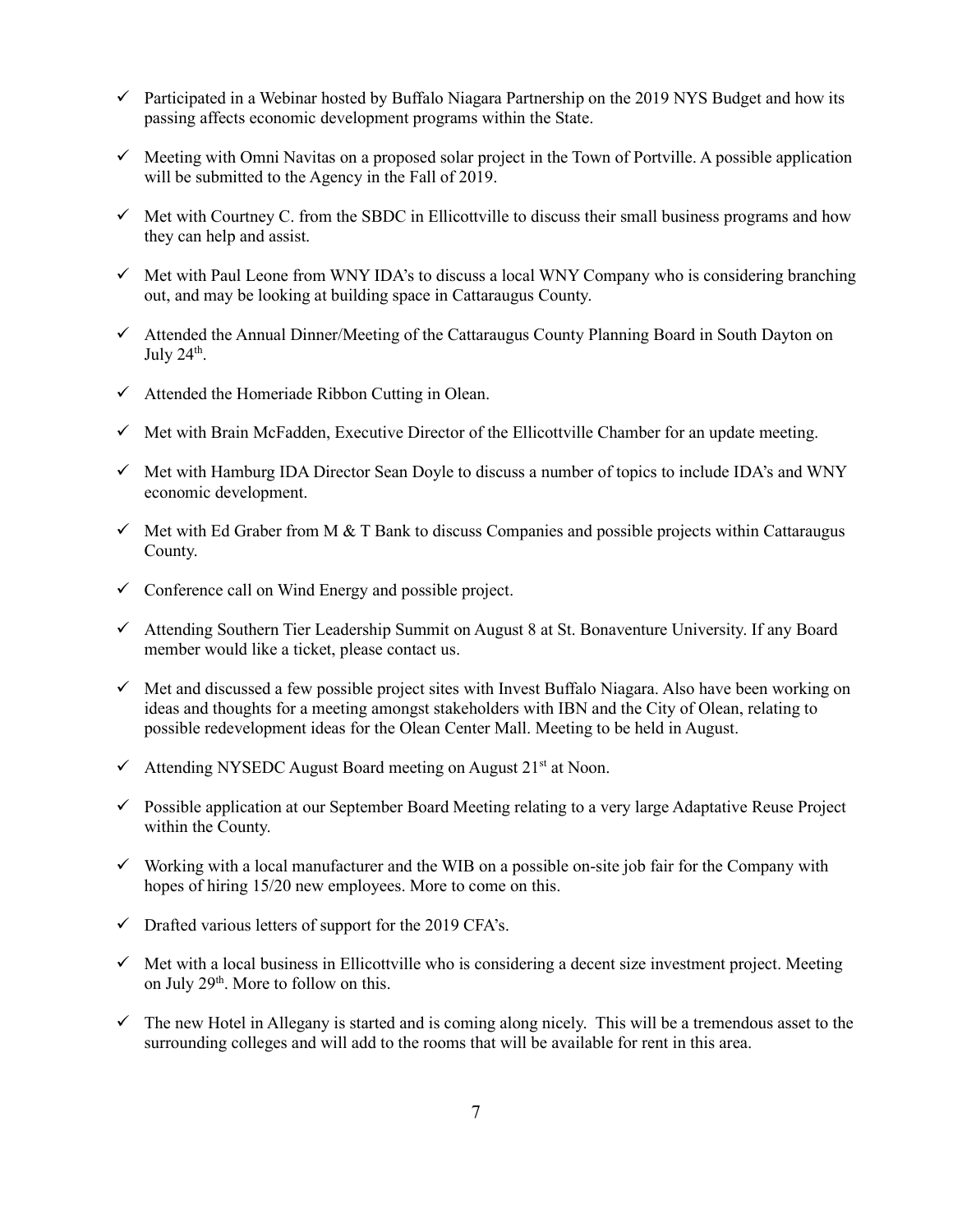- ✓ Participated in a Webinar hosted by Buffalo Niagara Partnership on the 2019 NYS Budget and how its passing affects economic development programs within the State.

- ✓ Meeting with Omni Navitas on a proposed solar project in the Town of Portville. A possible application will be submitted to the Agency in the Fall of 2019.

- ✓ Met with Courtney C. from the SBDC in Ellicottville to discuss their small business programs and how they can help and assist.

- ✓ Met with Paul Leone from WNY IDA's to discuss a local WNY Company who is considering branching out, and may be looking at building space in Cattaraugus County.

- ✓ Attended the Annual Dinner/Meeting of the Cattaraugus County Planning Board in South Dayton on July 24th.

- ✓ Attended the Homeriade Ribbon Cutting in Olean.

- ✓ Met with Brain McFadden, Executive Director of the Ellicottville Chamber for an update meeting.

- ✓ Met with Hamburg IDA Director Sean Doyle to discuss a number of topics to include IDA's and WNY economic development.

- ✓ Met with Ed Graber from M & T Bank to discuss Companies and possible projects within Cattaraugus County.

- ✓ Conference call on Wind Energy and possible project.

- ✓ Attending Southern Tier Leadership Summit on August 8 at St. Bonaventure University. If any Board member would like a ticket, please contact us.

- ✓ Met and discussed a few possible project sites with Invest Buffalo Niagara. Also have been working on ideas and thoughts for a meeting amongst stakeholders with IBN and the City of Olean, relating to possible redevelopment ideas for the Olean Center Mall. Meeting to be held in August.

- ✓ Attending NYSEDC August Board meeting on August 21st at Noon.

- ✓ Possible application at our September Board Meeting relating to a very large Adaptative Reuse Project within the County.

- ✓ Working with a local manufacturer and the WIB on a possible on-site job fair for the Company with hopes of hiring 15/20 new employees. More to come on this.

- ✓ Drafted various letters of support for the 2019 CFA's.

- ✓ Met with a local business in Ellicottville who is considering a decent size investment project. Meeting on July 29th. More to follow on this.

- ✓ The new Hotel in Allegany is started and is coming along nicely. This will be a tremendous asset to the surrounding colleges and will add to the rooms that will be available for rent in this area.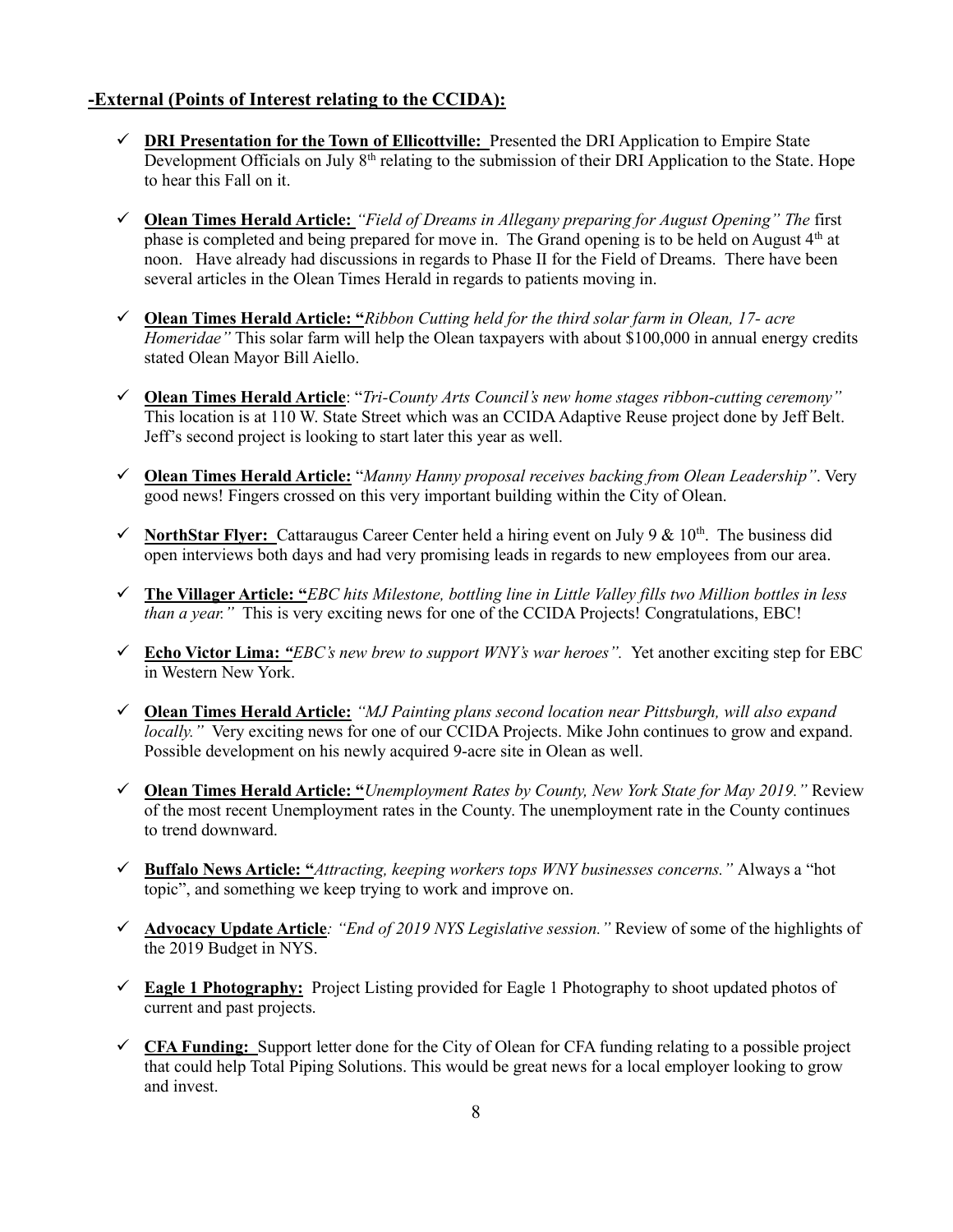## -External (Points of Interest relating to the CCIDA):

- ✓ **DRI Presentation for the Town of Ellicottville:** Presented the DRI Application to Empire State Development Officials on July 8th relating to the submission of their DRI Application to the State. Hope to hear this Fall on it.

- ✓ **Olean Times Herald Article:** *"Field of Dreams in Allegany preparing for August Opening" The* first phase is completed and being prepared for move in. The Grand opening is to be held on August 4th at noon. Have already had discussions in regards to Phase II for the Field of Dreams. There have been several articles in the Olean Times Herald in regards to patients moving in.

- ✓ **Olean Times Herald Article: "***Ribbon Cutting held for the third solar farm in Olean, 17- acre Homeridae"* This solar farm will help the Olean taxpayers with about $100,000 in annual energy credits stated Olean Mayor Bill Aiello.

- ✓ **Olean Times Herald Article**: "*Tri-County Arts Council's new home stages ribbon-cutting ceremony"* This location is at 110 W. State Street which was an CCIDA Adaptive Reuse project done by Jeff Belt. Jeff's second project is looking to start later this year as well.

- ✓ **Olean Times Herald Article:** "*Manny Hanny proposal receives backing from Olean Leadership"*. Very good news! Fingers crossed on this very important building within the City of Olean.

- ✓ **NorthStar Flyer:** Cattaraugus Career Center held a hiring event on July 9 & 10th. The business did open interviews both days and had very promising leads in regards to new employees from our area.

- ✓ **The Villager Article: "***EBC hits Milestone, bottling line in Little Valley fills two Million bottles in less than a year."* This is very exciting news for one of the CCIDA Projects! Congratulations, EBC!

- ✓ **Echo Victor Lima:** *"EBC's new brew to support WNY's war heroes".* Yet another exciting step for EBC in Western New York.

- ✓ **Olean Times Herald Article:** *"MJ Painting plans second location near Pittsburgh, will also expand locally."* Very exciting news for one of our CCIDA Projects. Mike John continues to grow and expand. Possible development on his newly acquired 9-acre site in Olean as well.

- ✓ **Olean Times Herald Article: "***Unemployment Rates by County, New York State for May 2019."* Review of the most recent Unemployment rates in the County. The unemployment rate in the County continues to trend downward.

- ✓ **Buffalo News Article: "***Attracting, keeping workers tops WNY businesses concerns."* Always a "hot topic", and something we keep trying to work and improve on.

- ✓ **Advocacy Update Article***: "End of 2019 NYS Legislative session."* Review of some of the highlights of the 2019 Budget in NYS.

- ✓ **Eagle 1 Photography:** Project Listing provided for Eagle 1 Photography to shoot updated photos of current and past projects.

- ✓ **CFA Funding:** Support letter done for the City of Olean for CFA funding relating to a possible project that could help Total Piping Solutions. This would be great news for a local employer looking to grow and invest.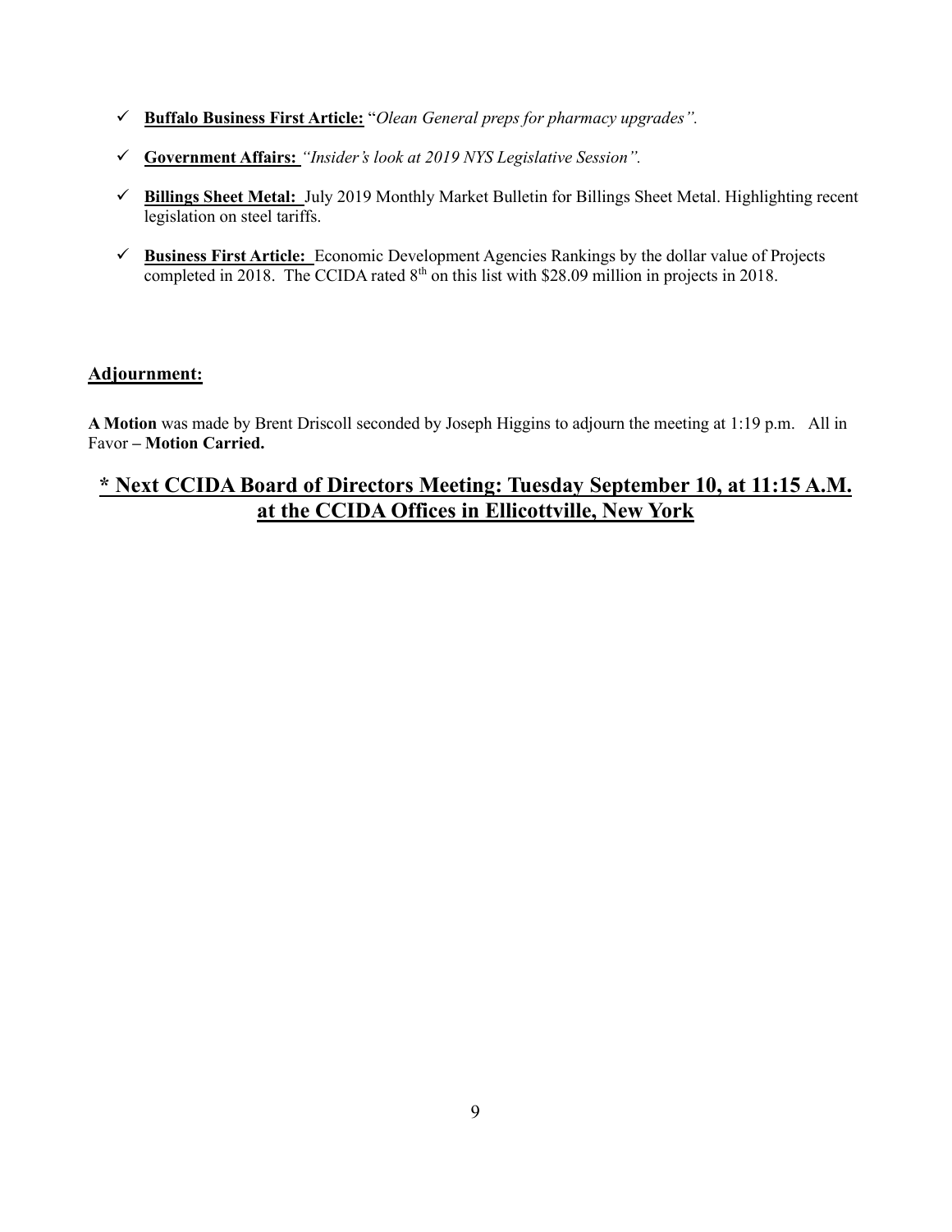- ✓ **Buffalo Business First Article:** "*Olean General preps for pharmacy upgrades".*
- ✓ **Government Affairs:** *"Insider's look at 2019 NYS Legislative Session".*
- ✓ **Billings Sheet Metal:** July 2019 Monthly Market Bulletin for Billings Sheet Metal. Highlighting recent legislation on steel tariffs.
- ✓ **Business First Article:** Economic Development Agencies Rankings by the dollar value of Projects completed in 2018. The CCIDA rated 8th on this list with $28.09 million in projects in 2018.

## Adjournment:

**A Motion** was made by Brent Driscoll seconded by Joseph Higgins to adjourn the meeting at 1:19 p.m. All in Favor **– Motion Carried.**

## * Next CCIDA Board of Directors Meeting: Tuesday September 10, at 11:15 A.M. at the CCIDA Offices in Ellicottville, New York